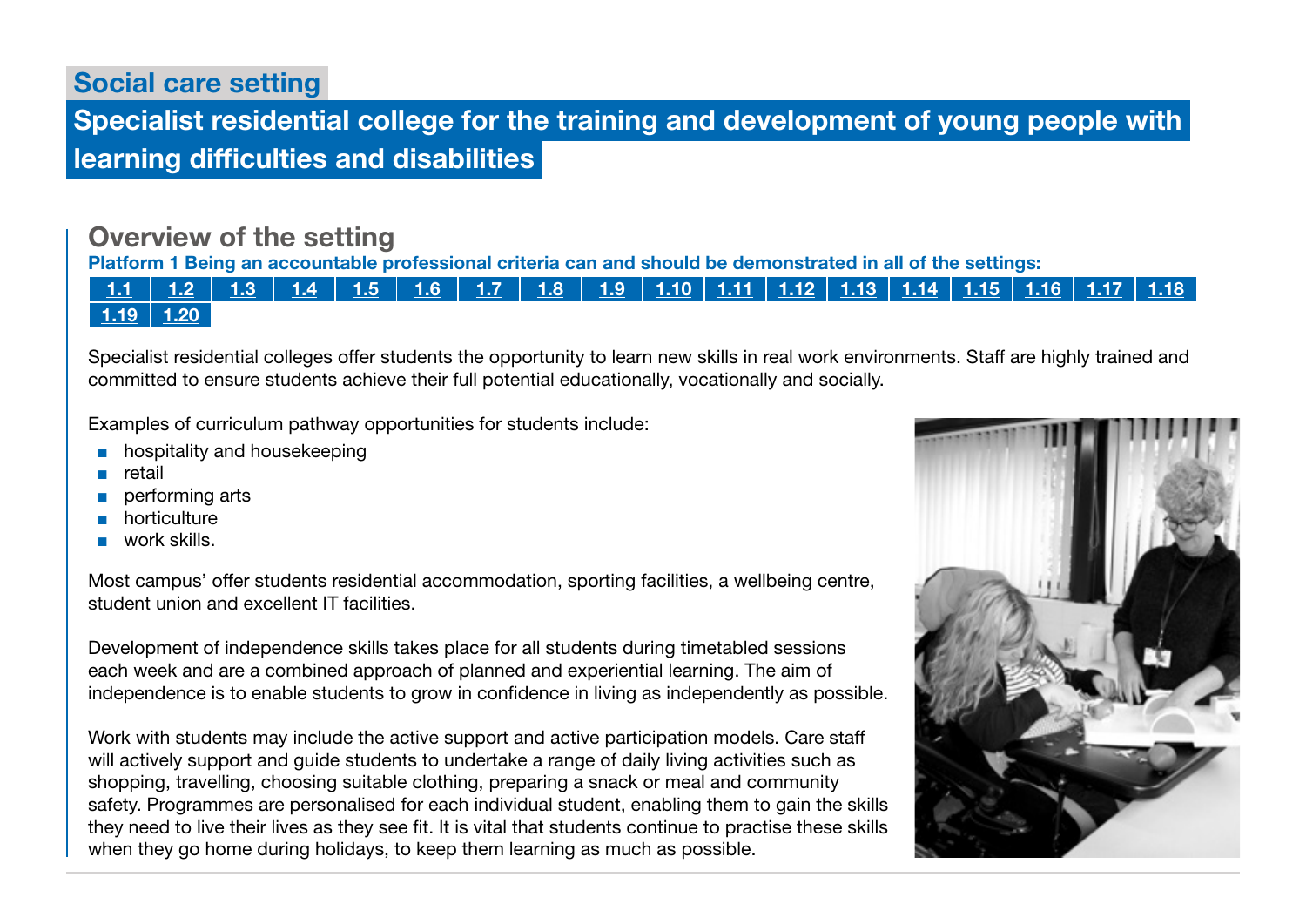## Social care setting

# Specialist residential college for the training and development of young people with learning difficulties and disabilities

## Overview of the setting

**Platform 1 Being an accountable professional criteria can and should be demonstrated in all of the settings:**

1.1 | 1.2 | 1.3 | 1.4 | 1.5 | 1.6 | 1.7 | 1.8 | 1.9 | 1.10 | 1.11 | 1.12 | 1.13 | 1.14 | 1.15 | 1.16 | 1.17 | 1.18 | 1.19 | 1.20

Specialist residential colleges offer students the opportunity to learn new skills in real work environments. Staff are highly trained and committed to ensure students achieve their full potential educationally, vocationally and socially.

Examples of curriculum pathway opportunities for students include:

- hospitality and housekeeping
- retail
- performing arts
- horticulture
- work skills.

Most campus' offer students residential accommodation, sporting facilities, a wellbeing centre, student union and excellent IT facilities.

Development of independence skills takes place for all students during timetabled sessions each week and are a combined approach of planned and experiential learning. The aim of independence is to enable students to grow in confidence in living as independently as possible.

Work with students may include the active support and active participation models. Care staff will actively support and guide students to undertake a range of daily living activities such as shopping, travelling, choosing suitable clothing, preparing a snack or meal and community safety. Programmes are personalised for each individual student, enabling them to gain the skills they need to live their lives as they see fit. It is vital that students continue to practise these skills when they go home during holidays, to keep them learning as much as possible.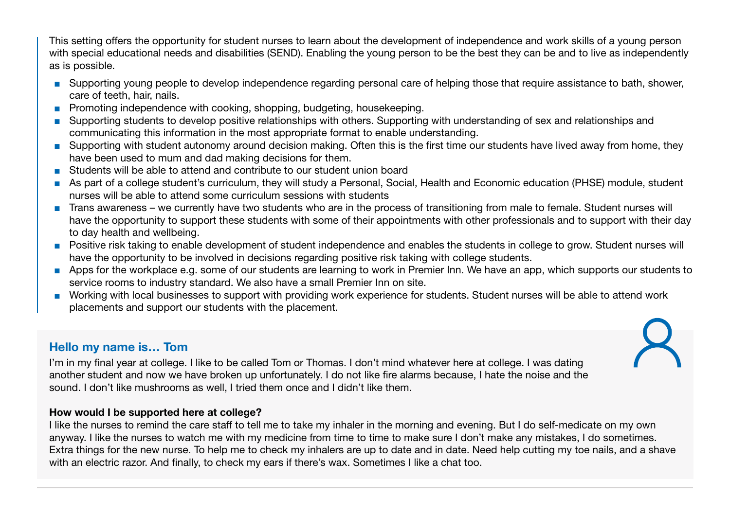This setting offers the opportunity for student nurses to learn about the development of independence and work skills of a young person with special educational needs and disabilities (SEND). Enabling the young person to be the best they can be and to live as independently as is possible.

- Supporting young people to develop independence regarding personal care of helping those that require assistance to bath, shower, care of teeth, hair, nails.
- Promoting independence with cooking, shopping, budgeting, housekeeping.
- Supporting students to develop positive relationships with others. Supporting with understanding of sex and relationships and communicating this information in the most appropriate format to enable understanding.
- Supporting with student autonomy around decision making. Often this is the first time our students have lived away from home, they have been used to mum and dad making decisions for them.
- Students will be able to attend and contribute to our student union board
- As part of a college student's curriculum, they will study a Personal, Social, Health and Economic education (PHSE) module, student nurses will be able to attend some curriculum sessions with students
- Trans awareness – we currently have two students who are in the process of transitioning from male to female. Student nurses will have the opportunity to support these students with some of their appointments with other professionals and to support with their day to day health and wellbeing.
- Positive risk taking to enable development of student independence and enables the students in college to grow. Student nurses will have the opportunity to be involved in decisions regarding positive risk taking with college students.
- Apps for the workplace e.g. some of our students are learning to work in Premier Inn. We have an app, which supports our students to service rooms to industry standard. We also have a small Premier Inn on site.
- Working with local businesses to support with providing work experience for students. Student nurses will be able to attend work placements and support our students with the placement.

## Hello my name is… Tom

I'm in my final year at college. I like to be called Tom or Thomas. I don't mind whatever here at college. I was dating another student and now we have broken up unfortunately. I do not like fire alarms because, I hate the noise and the sound. I don't like mushrooms as well, I tried them once and I didn't like them.

**How would I be supported here at college?**

I like the nurses to remind the care staff to tell me to take my inhaler in the morning and evening. But I do self-medicate on my own anyway. I like the nurses to watch me with my medicine from time to time to make sure I don't make any mistakes, I do sometimes. Extra things for the new nurse. To help me to check my inhalers are up to date and in date. Need help cutting my toe nails, and a shave with an electric razor. And finally, to check my ears if there's wax. Sometimes I like a chat too.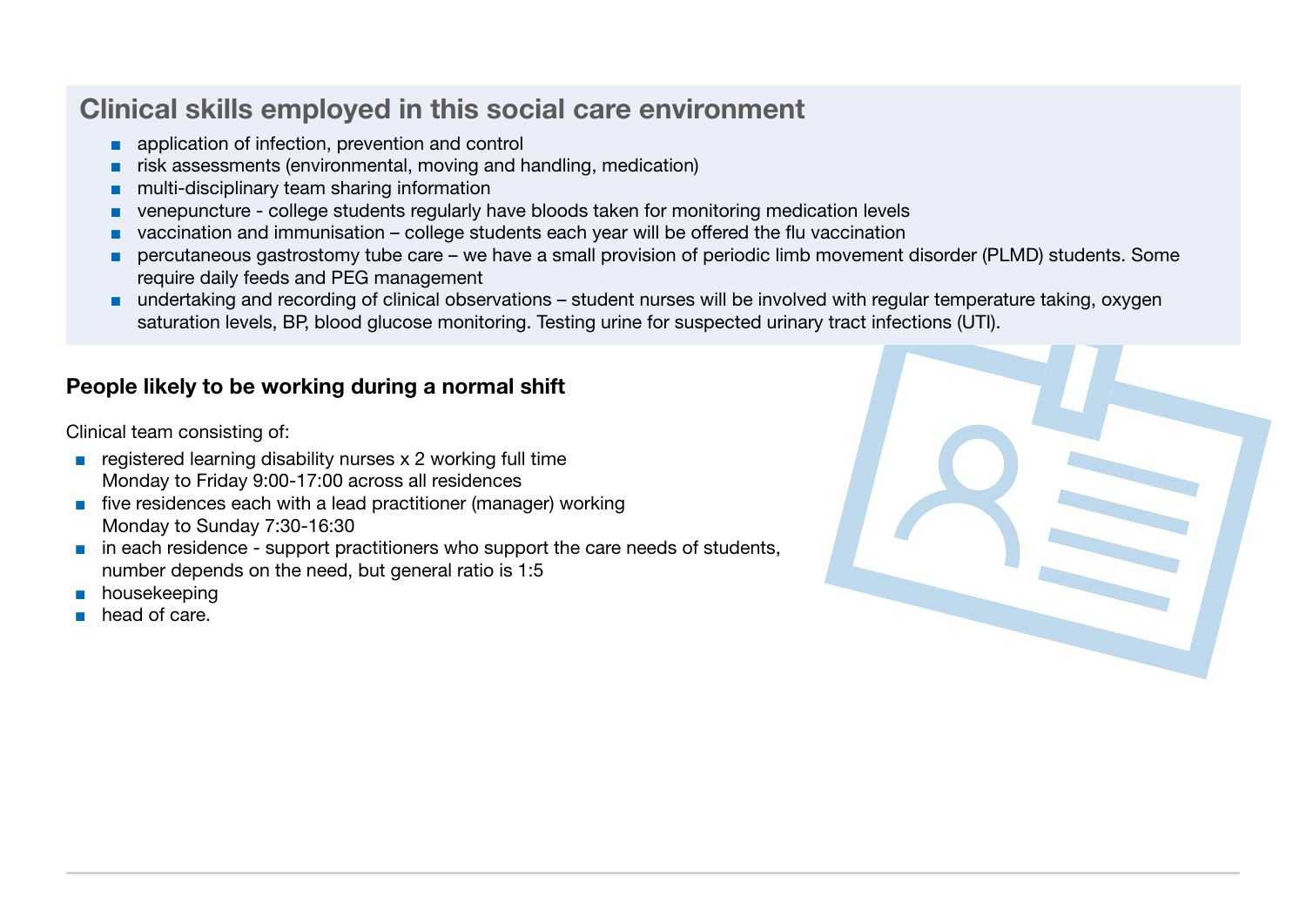## Clinical skills employed in this social care environment

- application of infection, prevention and control
- risk assessments (environmental, moving and handling, medication)
- multi-disciplinary team sharing information
- venepuncture - college students regularly have bloods taken for monitoring medication levels
- vaccination and immunisation – college students each year will be offered the flu vaccination
- percutaneous gastrostomy tube care – we have a small provision of periodic limb movement disorder (PLMD) students. Some require daily feeds and PEG management
- undertaking and recording of clinical observations – student nurses will be involved with regular temperature taking, oxygen saturation levels, BP, blood glucose monitoring. Testing urine for suspected urinary tract infections (UTI).

### People likely to be working during a normal shift

Clinical team consisting of:

- registered learning disability nurses x 2 working full time Monday to Friday 9:00-17:00 across all residences
- five residences each with a lead practitioner (manager) working Monday to Sunday 7:30-16:30
- in each residence - support practitioners who support the care needs of students, number depends on the need, but general ratio is 1:5
- housekeeping
- head of care.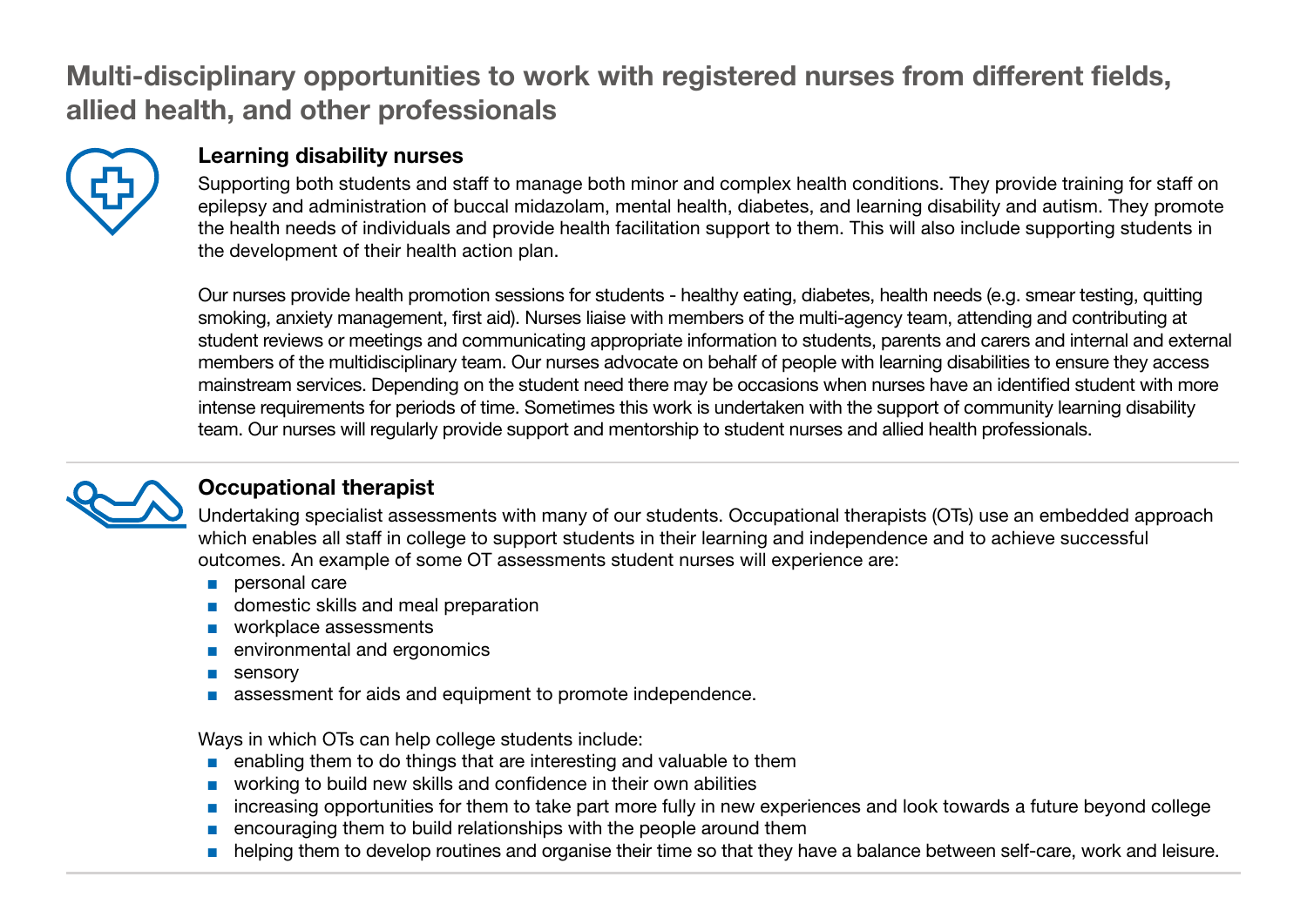## Multi-disciplinary opportunities to work with registered nurses from different fields, allied health, and other professionals

### Learning disability nurses

Supporting both students and staff to manage both minor and complex health conditions. They provide training for staff on epilepsy and administration of buccal midazolam, mental health, diabetes, and learning disability and autism. They promote the health needs of individuals and provide health facilitation support to them. This will also include supporting students in the development of their health action plan.

Our nurses provide health promotion sessions for students - healthy eating, diabetes, health needs (e.g. smear testing, quitting smoking, anxiety management, first aid). Nurses liaise with members of the multi-agency team, attending and contributing at student reviews or meetings and communicating appropriate information to students, parents and carers and internal and external members of the multidisciplinary team. Our nurses advocate on behalf of people with learning disabilities to ensure they access mainstream services. Depending on the student need there may be occasions when nurses have an identified student with more intense requirements for periods of time. Sometimes this work is undertaken with the support of community learning disability team. Our nurses will regularly provide support and mentorship to student nurses and allied health professionals.

### Occupational therapist

Undertaking specialist assessments with many of our students. Occupational therapists (OTs) use an embedded approach which enables all staff in college to support students in their learning and independence and to achieve successful outcomes. An example of some OT assessments student nurses will experience are:

- personal care
- domestic skills and meal preparation
- workplace assessments
- environmental and ergonomics
- sensory
- assessment for aids and equipment to promote independence.

Ways in which OTs can help college students include:

- enabling them to do things that are interesting and valuable to them
- working to build new skills and confidence in their own abilities
- increasing opportunities for them to take part more fully in new experiences and look towards a future beyond college
- encouraging them to build relationships with the people around them
- helping them to develop routines and organise their time so that they have a balance between self-care, work and leisure.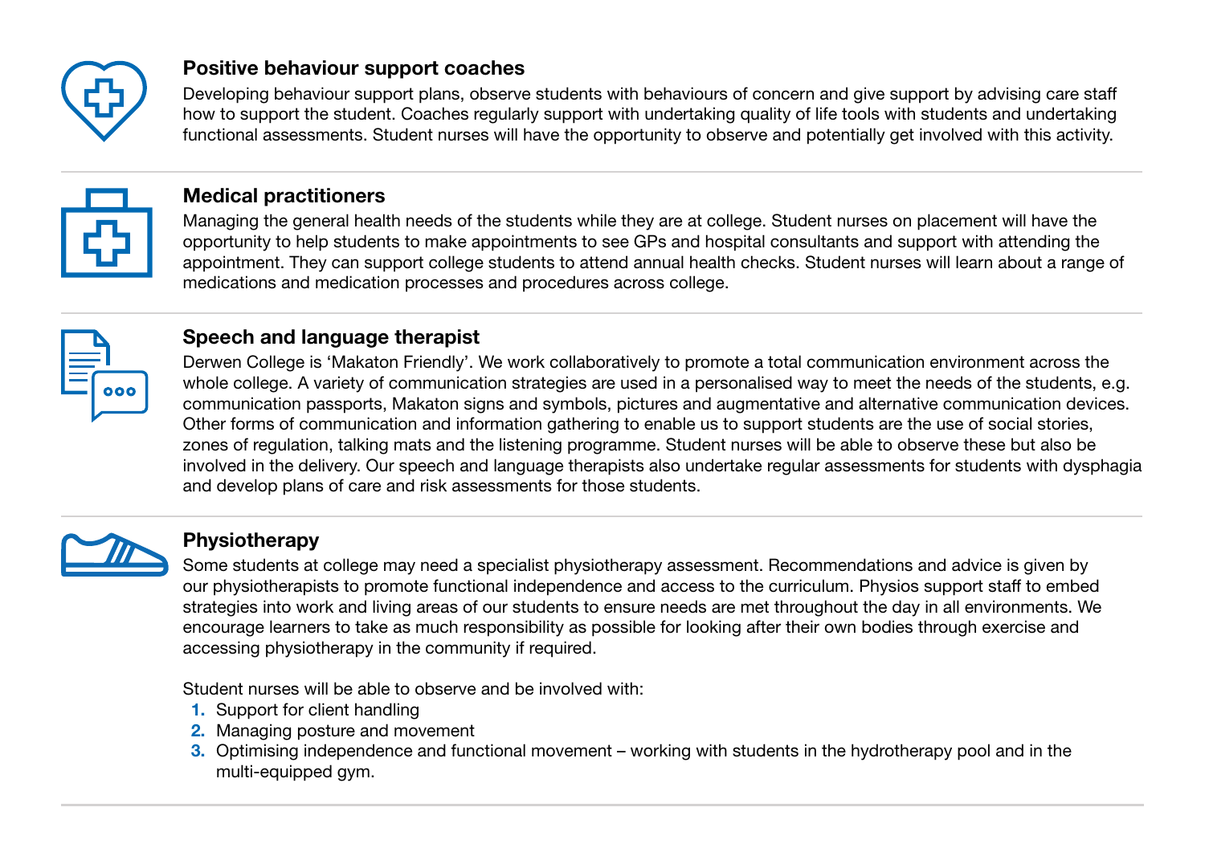### Positive behaviour support coaches

Developing behaviour support plans, observe students with behaviours of concern and give support by advising care staff how to support the student. Coaches regularly support with undertaking quality of life tools with students and undertaking functional assessments. Student nurses will have the opportunity to observe and potentially get involved with this activity.

### Medical practitioners

Managing the general health needs of the students while they are at college. Student nurses on placement will have the opportunity to help students to make appointments to see GPs and hospital consultants and support with attending the appointment. They can support college students to attend annual health checks. Student nurses will learn about a range of medications and medication processes and procedures across college.

### Speech and language therapist

Derwen College is 'Makaton Friendly'. We work collaboratively to promote a total communication environment across the whole college. A variety of communication strategies are used in a personalised way to meet the needs of the students, e.g. communication passports, Makaton signs and symbols, pictures and augmentative and alternative communication devices. Other forms of communication and information gathering to enable us to support students are the use of social stories, zones of regulation, talking mats and the listening programme. Student nurses will be able to observe these but also be involved in the delivery. Our speech and language therapists also undertake regular assessments for students with dysphagia and develop plans of care and risk assessments for those students.

### Physiotherapy

Some students at college may need a specialist physiotherapy assessment. Recommendations and advice is given by our physiotherapists to promote functional independence and access to the curriculum. Physios support staff to embed strategies into work and living areas of our students to ensure needs are met throughout the day in all environments. We encourage learners to take as much responsibility as possible for looking after their own bodies through exercise and accessing physiotherapy in the community if required.

Student nurses will be able to observe and be involved with:

1. Support for client handling
2. Managing posture and movement
3. Optimising independence and functional movement – working with students in the hydrotherapy pool and in the multi-equipped gym.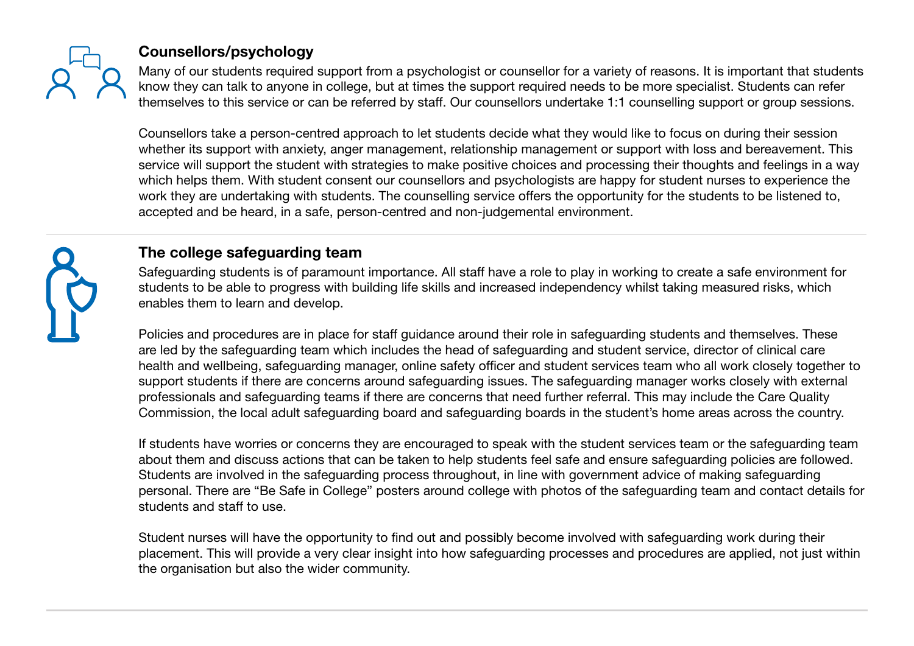## Counsellors/psychology

Many of our students required support from a psychologist or counsellor for a variety of reasons. It is important that students know they can talk to anyone in college, but at times the support required needs to be more specialist. Students can refer themselves to this service or can be referred by staff. Our counsellors undertake 1:1 counselling support or group sessions.

Counsellors take a person-centred approach to let students decide what they would like to focus on during their session whether its support with anxiety, anger management, relationship management or support with loss and bereavement. This service will support the student with strategies to make positive choices and processing their thoughts and feelings in a way which helps them. With student consent our counsellors and psychologists are happy for student nurses to experience the work they are undertaking with students. The counselling service offers the opportunity for the students to be listened to, accepted and be heard, in a safe, person-centred and non-judgemental environment.

## The college safeguarding team

Safeguarding students is of paramount importance. All staff have a role to play in working to create a safe environment for students to be able to progress with building life skills and increased independency whilst taking measured risks, which enables them to learn and develop.

Policies and procedures are in place for staff guidance around their role in safeguarding students and themselves. These are led by the safeguarding team which includes the head of safeguarding and student service, director of clinical care health and wellbeing, safeguarding manager, online safety officer and student services team who all work closely together to support students if there are concerns around safeguarding issues. The safeguarding manager works closely with external professionals and safeguarding teams if there are concerns that need further referral. This may include the Care Quality Commission, the local adult safeguarding board and safeguarding boards in the student's home areas across the country.

If students have worries or concerns they are encouraged to speak with the student services team or the safeguarding team about them and discuss actions that can be taken to help students feel safe and ensure safeguarding policies are followed. Students are involved in the safeguarding process throughout, in line with government advice of making safeguarding personal. There are "Be Safe in College" posters around college with photos of the safeguarding team and contact details for students and staff to use.

Student nurses will have the opportunity to find out and possibly become involved with safeguarding work during their placement. This will provide a very clear insight into how safeguarding processes and procedures are applied, not just within the organisation but also the wider community.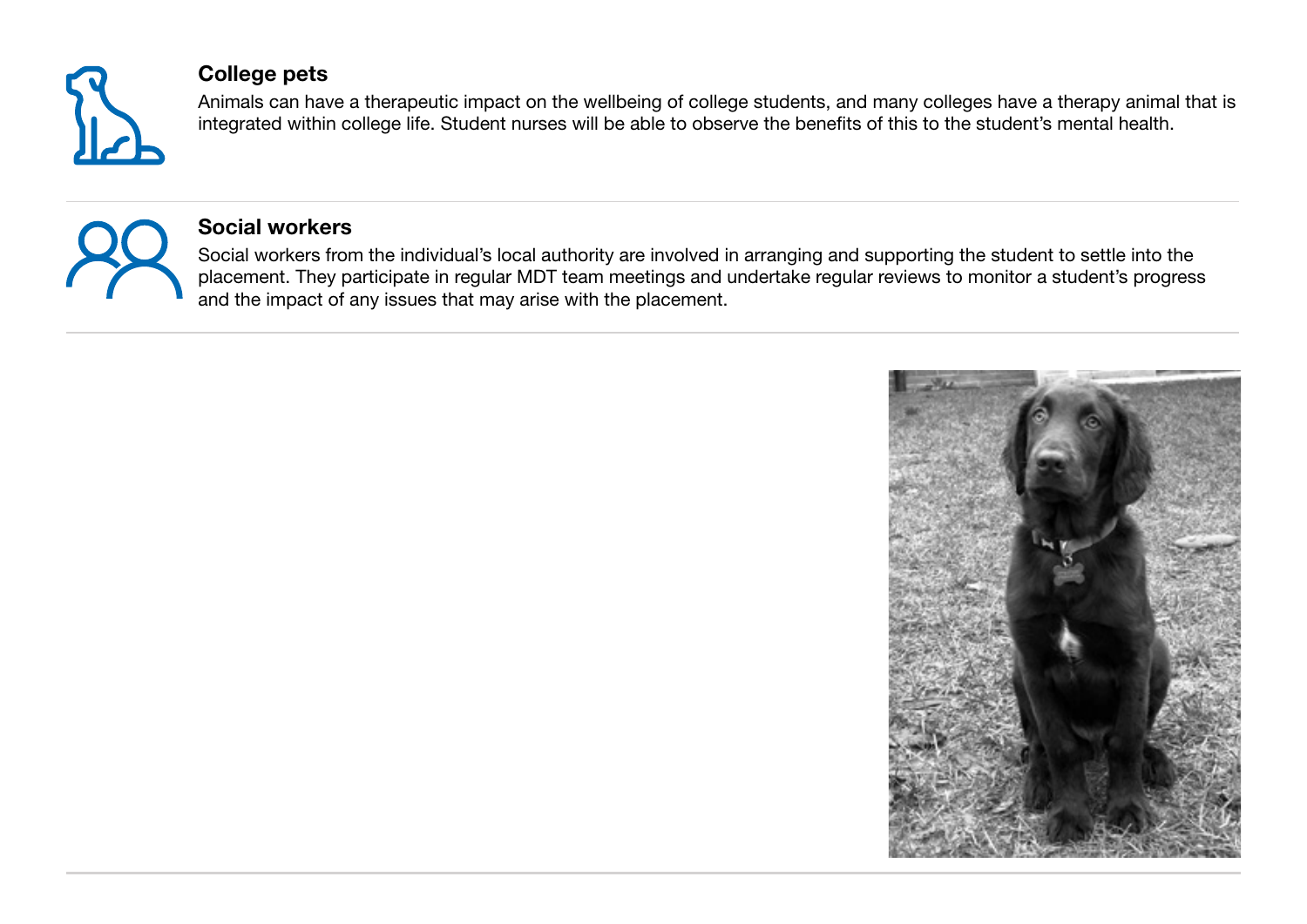### College pets

Animals can have a therapeutic impact on the wellbeing of college students, and many colleges have a therapy animal that is integrated within college life. Student nurses will be able to observe the benefits of this to the student's mental health.

### Social workers

Social workers from the individual's local authority are involved in arranging and supporting the student to settle into the placement. They participate in regular MDT team meetings and undertake regular reviews to monitor a student's progress and the impact of any issues that may arise with the placement.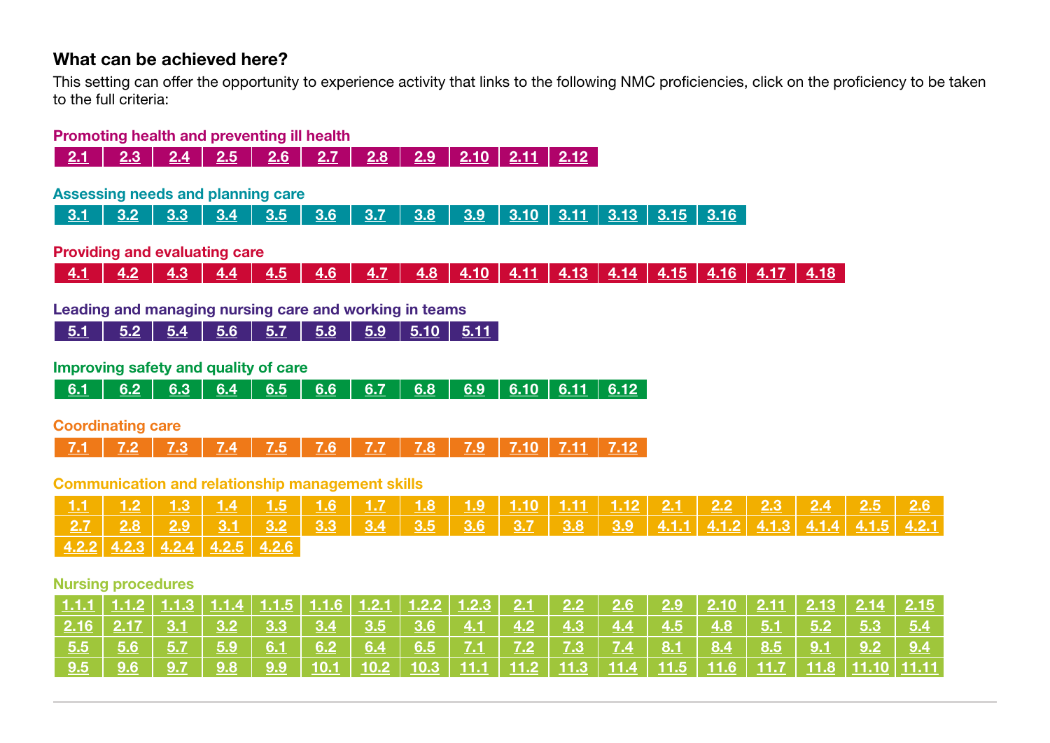## What can be achieved here?

This setting can offer the opportunity to experience activity that links to the following NMC proficiencies, click on the proficiency to be taken to the full criteria:

### Promoting health and preventing ill health

| 2.1 | 2.3 | 2.4 | 2.5 | 2.6 | 2.7 | 2.8 | 2.9 | 2.10 | 2.11 | 2.12 |
|---|---|---|---|---|---|---|---|---|---|---|

### Assessing needs and planning care

| 3.1 | 3.2 | 3.3 | 3.4 | 3.5 | 3.6 | 3.7 | 3.8 | 3.9 | 3.10 | 3.11 | 3.13 | 3.15 | 3.16 |
|---|---|---|---|---|---|---|---|---|---|---|---|---|---|

### Providing and evaluating care

| 4.1 | 4.2 | 4.3 | 4.4 | 4.5 | 4.6 | 4.7 | 4.8 | 4.10 | 4.11 | 4.13 | 4.14 | 4.15 | 4.16 | 4.17 | 4.18 |
|---|---|---|---|---|---|---|---|---|---|---|---|---|---|---|---|

### Leading and managing nursing care and working in teams

| 5.1 | 5.2 | 5.4 | 5.6 | 5.7 | 5.8 | 5.9 | 5.10 | 5.11 |
|---|---|---|---|---|---|---|---|---|

### Improving safety and quality of care

| 6.1 | 6.2 | 6.3 | 6.4 | 6.5 | 6.6 | 6.7 | 6.8 | 6.9 | 6.10 | 6.11 | 6.12 |
|---|---|---|---|---|---|---|---|---|---|---|---|

### Coordinating care

| 7.1 | 7.2 | 7.3 | 7.4 | 7.5 | 7.6 | 7.7 | 7.8 | 7.9 | 7.10 | 7.11 | 7.12 |
|---|---|---|---|---|---|---|---|---|---|---|---|

### Communication and relationship management skills

| 1.1 | 1.2 | 1.3 | 1.4 | 1.5 | 1.6 | 1.7 | 1.8 | 1.9 | 1.10 | 1.11 | 1.12 | 2.1 | 2.2 | 2.3 | 2.4 | 2.5 | 2.6 |
|---|---|---|---|---|---|---|---|---|---|---|---|---|---|---|---|---|---|
| 2.7 | 2.8 | 2.9 | 3.1 | 3.2 | 3.3 | 3.4 | 3.5 | 3.6 | 3.7 | 3.8 | 3.9 | 4.1.1 | 4.1.2 | 4.1.3 | 4.1.4 | 4.1.5 | 4.2.1 |
| 4.2.2 | 4.2.3 | 4.2.4 | 4.2.5 | 4.2.6 | | | | | | | | | | | | | |

### Nursing procedures

| 1.1.1 | 1.1.2 | 1.1.3 | 1.1.4 | 1.1.5 | 1.1.6 | 1.2.1 | 1.2.2 | 1.2.3 | 2.1 | 2.2 | 2.6 | 2.9 | 2.10 | 2.11 | 2.13 | 2.14 | 2.15 |
|---|---|---|---|---|---|---|---|---|---|---|---|---|---|---|---|---|---|
| 2.16 | 2.17 | 3.1 | 3.2 | 3.3 | 3.4 | 3.5 | 3.6 | 4.1 | 4.2 | 4.3 | 4.4 | 4.5 | 4.8 | 5.1 | 5.2 | 5.3 | 5.4 |
| 5.5 | 5.6 | 5.7 | 5.9 | 6.1 | 6.2 | 6.4 | 6.5 | 7.1 | 7.2 | 7.3 | 7.4 | 8.1 | 8.4 | 8.5 | 9.1 | 9.2 | 9.4 |
| 9.5 | 9.6 | 9.7 | 9.8 | 9.9 | 10.1 | 10.2 | 10.3 | 11.1 | 11.2 | 11.3 | 11.4 | 11.5 | 11.6 | 11.7 | 11.8 | 11.10 | 11.11 |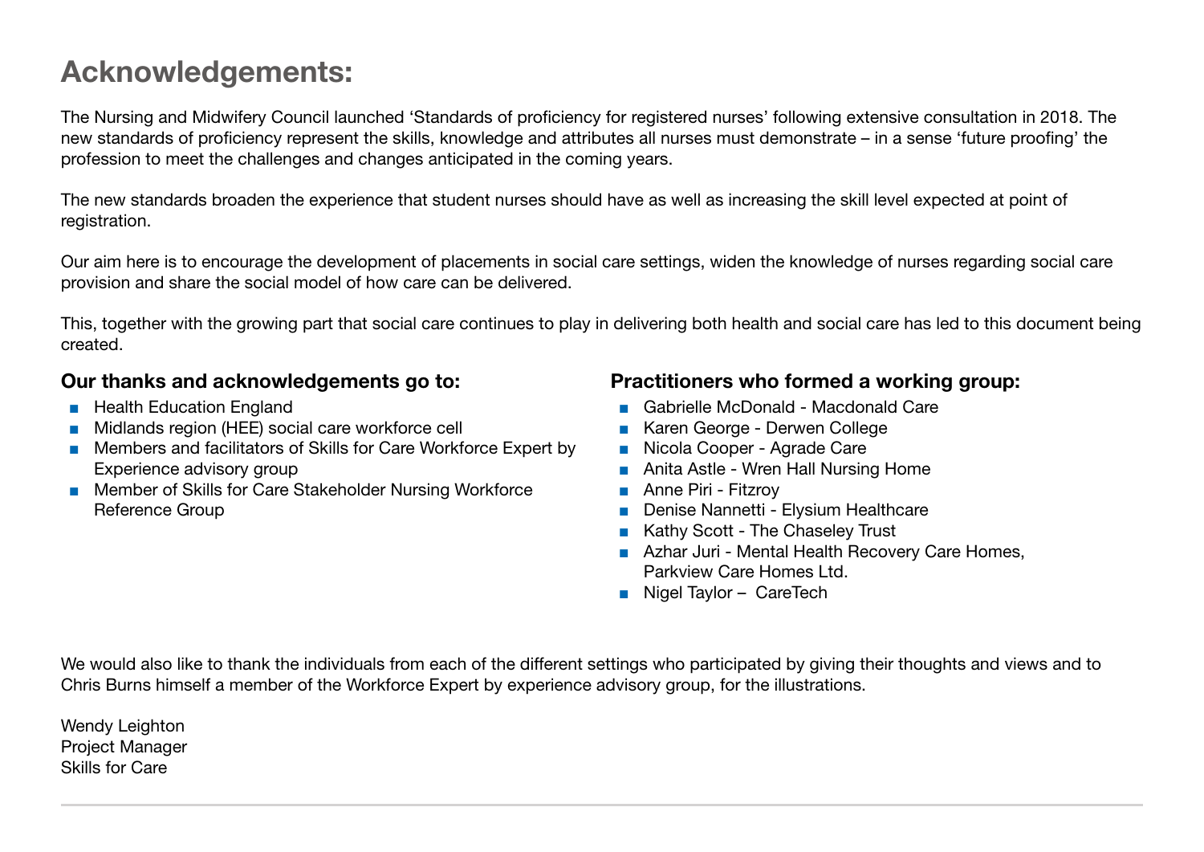# Acknowledgements:

The Nursing and Midwifery Council launched 'Standards of proficiency for registered nurses' following extensive consultation in 2018. The new standards of proficiency represent the skills, knowledge and attributes all nurses must demonstrate – in a sense 'future proofing' the profession to meet the challenges and changes anticipated in the coming years.

The new standards broaden the experience that student nurses should have as well as increasing the skill level expected at point of registration.

Our aim here is to encourage the development of placements in social care settings, widen the knowledge of nurses regarding social care provision and share the social model of how care can be delivered.

This, together with the growing part that social care continues to play in delivering both health and social care has led to this document being created.

### Our thanks and acknowledgements go to:

- Health Education England
- Midlands region (HEE) social care workforce cell
- Members and facilitators of Skills for Care Workforce Expert by Experience advisory group
- Member of Skills for Care Stakeholder Nursing Workforce Reference Group

### Practitioners who formed a working group:

- Gabrielle McDonald - Macdonald Care
- Karen George - Derwen College
- Nicola Cooper - Agrade Care
- Anita Astle - Wren Hall Nursing Home
- Anne Piri - Fitzroy
- Denise Nannetti - Elysium Healthcare
- Kathy Scott - The Chaseley Trust
- Azhar Juri - Mental Health Recovery Care Homes, Parkview Care Homes Ltd.
- Nigel Taylor – CareTech

We would also like to thank the individuals from each of the different settings who participated by giving their thoughts and views and to Chris Burns himself a member of the Workforce Expert by experience advisory group, for the illustrations.

Wendy Leighton
Project Manager
Skills for Care